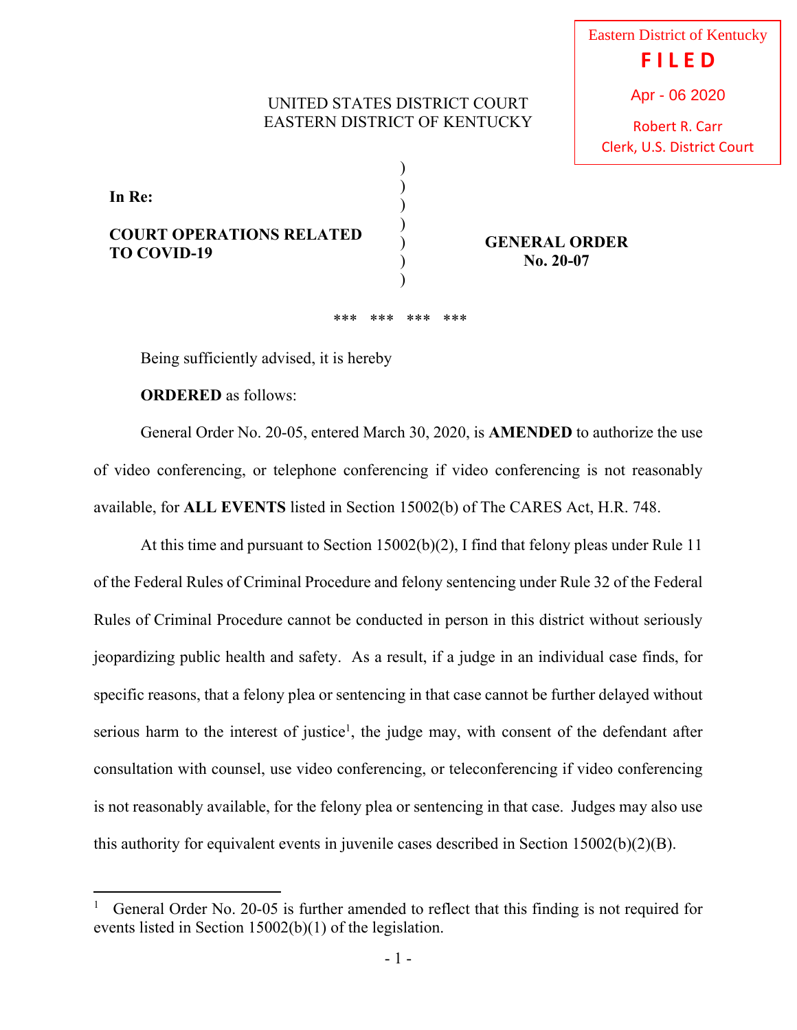Eastern District of Kentucky
**FILED**
Apr - 06 2020
Robert R. Carr
Clerk, U.S. District Court

UNITED STATES DISTRICT COURT
EASTERN DISTRICT OF KENTUCKY

**In Re:**

**COURT OPERATIONS RELATED TO COVID-19**

**GENERAL ORDER No. 20-07**

\*\*\* \*\*\* \*\*\* \*\*\*

Being sufficiently advised, it is hereby

**ORDERED** as follows:

General Order No. 20-05, entered March 30, 2020, is **AMENDED** to authorize the use of video conferencing, or telephone conferencing if video conferencing is not reasonably available, for **ALL EVENTS** listed in Section 15002(b) of The CARES Act, H.R. 748.

At this time and pursuant to Section 15002(b)(2), I find that felony pleas under Rule 11 of the Federal Rules of Criminal Procedure and felony sentencing under Rule 32 of the Federal Rules of Criminal Procedure cannot be conducted in person in this district without seriously jeopardizing public health and safety. As a result, if a judge in an individual case finds, for specific reasons, that a felony plea or sentencing in that case cannot be further delayed without serious harm to the interest of justice[1], the judge may, with consent of the defendant after consultation with counsel, use video conferencing, or teleconferencing if video conferencing is not reasonably available, for the felony plea or sentencing in that case. Judges may also use this authority for equivalent events in juvenile cases described in Section 15002(b)(2)(B).

[1] General Order No. 20-05 is further amended to reflect that this finding is not required for events listed in Section 15002(b)(1) of the legislation.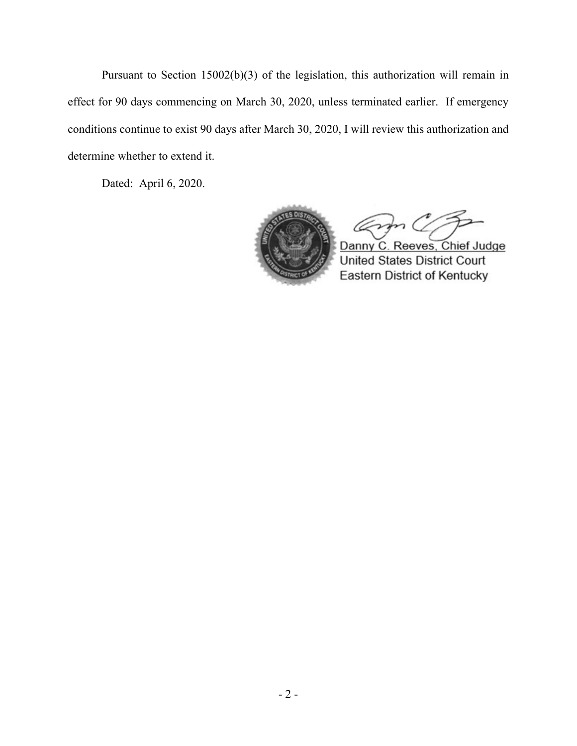Pursuant to Section 15002(b)(3) of the legislation, this authorization will remain in effect for 90 days commencing on March 30, 2020, unless terminated earlier. If emergency conditions continue to exist 90 days after March 30, 2020, I will review this authorization and determine whether to extend it.

Dated: April 6, 2020.

Danny C. Reeves, Chief Judge
United States District Court
Eastern District of Kentucky